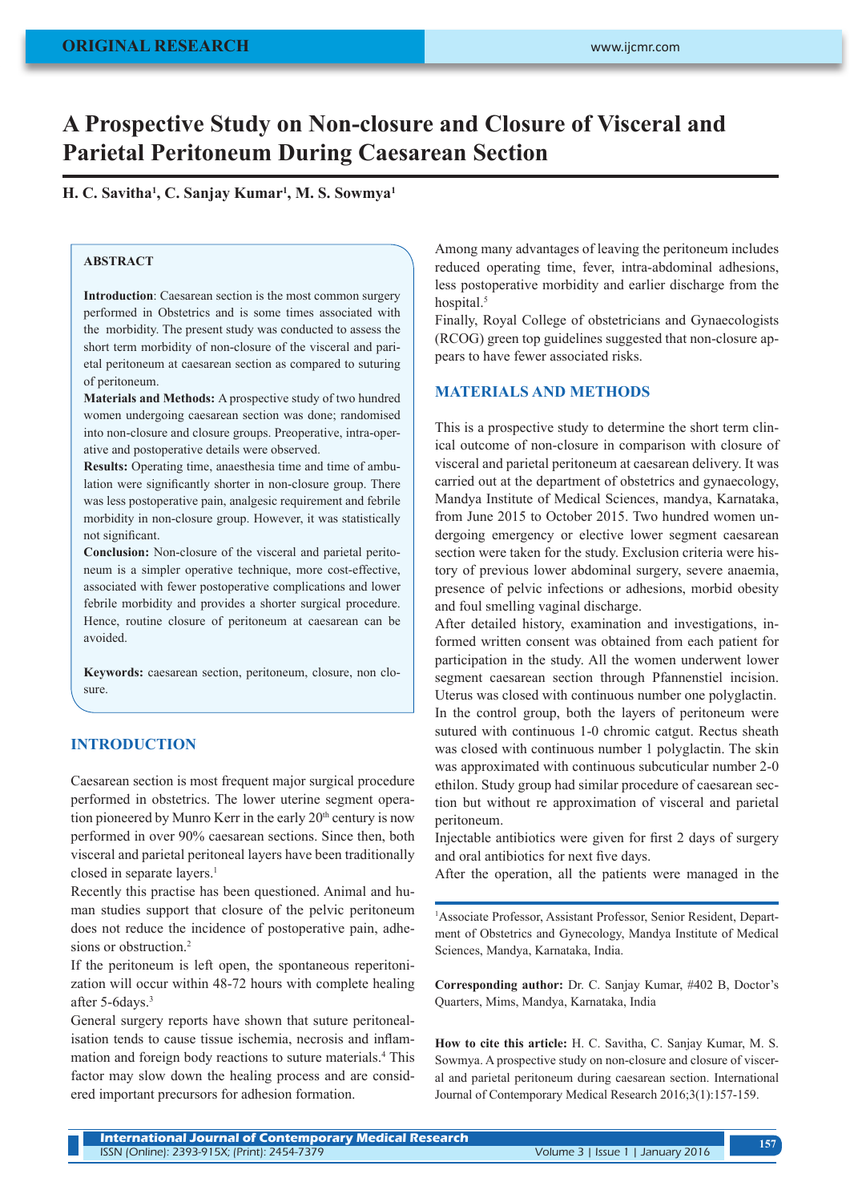ORIGINAL RESEARCH

# A Prospective Study on Non-closure and Closure of Visceral and Parietal Peritoneum During Caesarean Section

**H. C. Savitha[1], C. Sanjay Kumar[1], M. S. Sowmya[1]**

### ABSTRACT

**Introduction**: Caesarean section is the most common surgery performed in Obstetrics and is some times associated with the morbidity. The present study was conducted to assess the short term morbidity of non-closure of the visceral and parietal peritoneum at caesarean section as compared to suturing of peritoneum.

**Materials and Methods:** A prospective study of two hundred women undergoing caesarean section was done; randomised into non-closure and closure groups. Preoperative, intra-operative and postoperative details were observed.

**Results:** Operating time, anaesthesia time and time of ambulation were significantly shorter in non-closure group. There was less postoperative pain, analgesic requirement and febrile morbidity in non-closure group. However, it was statistically not significant.

**Conclusion:** Non-closure of the visceral and parietal peritoneum is a simpler operative technique, more cost-effective, associated with fewer postoperative complications and lower febrile morbidity and provides a shorter surgical procedure. Hence, routine closure of peritoneum at caesarean can be avoided.

**Keywords:** caesarean section, peritoneum, closure, non closure.

## INTRODUCTION

Caesarean section is most frequent major surgical procedure performed in obstetrics. The lower uterine segment operation pioneered by Munro Kerr in the early 20th century is now performed in over 90% caesarean sections. Since then, both visceral and parietal peritoneal layers have been traditionally closed in separate layers.[1]

Recently this practise has been questioned. Animal and human studies support that closure of the pelvic peritoneum does not reduce the incidence of postoperative pain, adhesions or obstruction.[2]

If the peritoneum is left open, the spontaneous reperitonization will occur within 48-72 hours with complete healing after 5-6days.[3]

General surgery reports have shown that suture peritonealisation tends to cause tissue ischemia, necrosis and inflammation and foreign body reactions to suture materials.[4] This factor may slow down the healing process and are considered important precursors for adhesion formation.

Among many advantages of leaving the peritoneum includes reduced operating time, fever, intra-abdominal adhesions, less postoperative morbidity and earlier discharge from the hospital.[5]

Finally, Royal College of obstetricians and Gynaecologists (RCOG) green top guidelines suggested that non-closure appears to have fewer associated risks.

## MATERIALS AND METHODS

This is a prospective study to determine the short term clinical outcome of non-closure in comparison with closure of visceral and parietal peritoneum at caesarean delivery. It was carried out at the department of obstetrics and gynaecology, Mandya Institute of Medical Sciences, mandya, Karnataka, from June 2015 to October 2015. Two hundred women undergoing emergency or elective lower segment caesarean section were taken for the study. Exclusion criteria were history of previous lower abdominal surgery, severe anaemia, presence of pelvic infections or adhesions, morbid obesity and foul smelling vaginal discharge.

After detailed history, examination and investigations, informed written consent was obtained from each patient for participation in the study. All the women underwent lower segment caesarean section through Pfannenstiel incision. Uterus was closed with continuous number one polyglactin. In the control group, both the layers of peritoneum were sutured with continuous 1-0 chromic catgut. Rectus sheath was closed with continuous number 1 polyglactin. The skin was approximated with continuous subcuticular number 2-0 ethilon. Study group had similar procedure of caesarean section but without re approximation of visceral and parietal peritoneum.

Injectable antibiotics were given for first 2 days of surgery and oral antibiotics for next five days.

After the operation, all the patients were managed in the

[1]Associate Professor, Assistant Professor, Senior Resident, Department of Obstetrics and Gynecology, Mandya Institute of Medical Sciences, Mandya, Karnataka, India.

**Corresponding author:** Dr. C. Sanjay Kumar, #402 B, Doctor's Quarters, Mims, Mandya, Karnataka, India

**How to cite this article:** H. C. Savitha, C. Sanjay Kumar, M. S. Sowmya. A prospective study on non-closure and closure of visceral and parietal peritoneum during caesarean section. International Journal of Contemporary Medical Research 2016;3(1):157-159.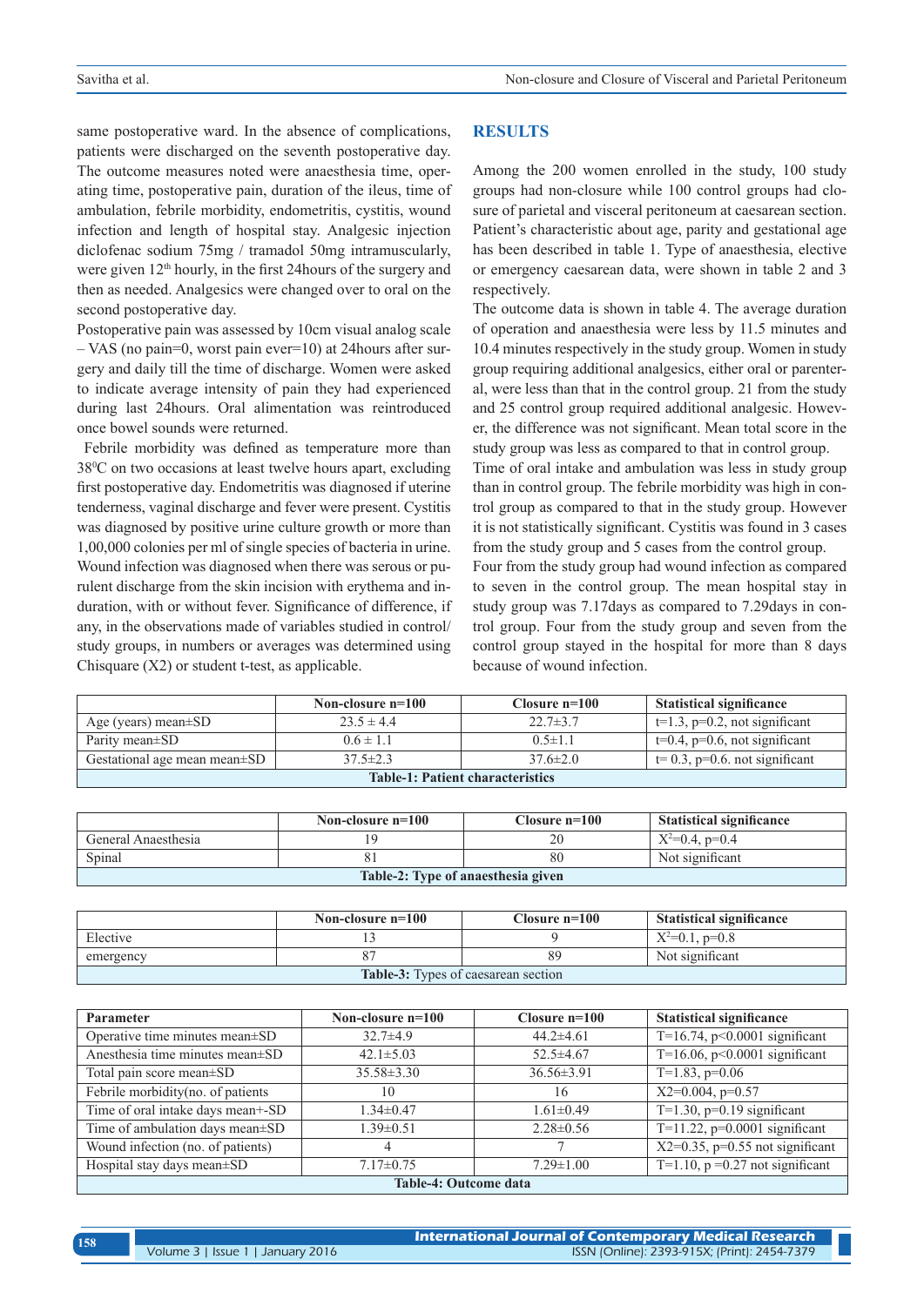same postoperative ward. In the absence of complications, patients were discharged on the seventh postoperative day. The outcome measures noted were anaesthesia time, operating time, postoperative pain, duration of the ileus, time of ambulation, febrile morbidity, endometritis, cystitis, wound infection and length of hospital stay. Analgesic injection diclofenac sodium 75mg / tramadol 50mg intramuscularly, were given 12th hourly, in the first 24hours of the surgery and then as needed. Analgesics were changed over to oral on the second postoperative day.

Postoperative pain was assessed by 10cm visual analog scale – VAS (no pain=0, worst pain ever=10) at 24hours after surgery and daily till the time of discharge. Women were asked to indicate average intensity of pain they had experienced during last 24hours. Oral alimentation was reintroduced once bowel sounds were returned.

Febrile morbidity was defined as temperature more than $38^0$C on two occasions at least twelve hours apart, excluding first postoperative day. Endometritis was diagnosed if uterine tenderness, vaginal discharge and fever were present. Cystitis was diagnosed by positive urine culture growth or more than 1,00,000 colonies per ml of single species of bacteria in urine. Wound infection was diagnosed when there was serous or purulent discharge from the skin incision with erythema and induration, with or without fever. Significance of difference, if any, in the observations made of variables studied in control/ study groups, in numbers or averages was determined using Chisquare (X2) or student t-test, as applicable.

## RESULTS

Among the 200 women enrolled in the study, 100 study groups had non-closure while 100 control groups had closure of parietal and visceral peritoneum at caesarean section. Patient's characteristic about age, parity and gestational age has been described in table 1. Type of anaesthesia, elective or emergency caesarean data, were shown in table 2 and 3 respectively.

The outcome data is shown in table 4. The average duration of operation and anaesthesia were less by 11.5 minutes and 10.4 minutes respectively in the study group. Women in study group requiring additional analgesics, either oral or parenteral, were less than that in the control group. 21 from the study and 25 control group required additional analgesic. However, the difference was not significant. Mean total score in the study group was less as compared to that in control group.

Time of oral intake and ambulation was less in study group than in control group. The febrile morbidity was high in control group as compared to that in the study group. However it is not statistically significant. Cystitis was found in 3 cases from the study group and 5 cases from the control group.

Four from the study group had wound infection as compared to seven in the control group. The mean hospital stay in study group was 7.17days as compared to 7.29days in control group. Four from the study group and seven from the control group stayed in the hospital for more than 8 days because of wound infection.

| | Non-closure n=100 | Closure n=100 | Statistical significance |
|---|---|---|---|
| Age (years) mean±SD | 23.5 ± 4.4 | 22.7±3.7 | t=1.3, p=0.2, not significant |
| Parity mean±SD | 0.6 ± 1.1 | 0.5±1.1 | t=0.4, p=0.6, not significant |
| Gestational age mean mean±SD | 37.5±2.3 | 37.6±2.0 | t= 0.3, p=0.6. not significant |

**Table-1: Patient characteristics**

| | Non-closure n=100 | Closure n=100 | Statistical significance |
|---|---|---|---|
| General Anaesthesia | 19 | 20 | $X^2$=0.4, p=0.4 |
| Spinal | 81 | 80 | Not significant |

**Table-2: Type of anaesthesia given**

| | Non-closure n=100 | Closure n=100 | Statistical significance |
|---|---|---|---|
| Elective | 13 | 9 | $X^2$=0.1, p=0.8 |
| emergency | 87 | 89 | Not significant |

**Table-3:** Types of caesarean section

| Parameter | Non-closure n=100 | Closure n=100 | Statistical significance |
|---|---|---|---|
| Operative time minutes mean±SD | 32.7±4.9 | 44.2±4.61 | T=16.74, p<0.0001 significant |
| Anesthesia time minutes mean±SD | 42.1±5.03 | 52.5±4.67 | T=16.06, p<0.0001 significant |
| Total pain score mean±SD | 35.58±3.30 | 36.56±3.91 | T=1.83, p=0.06 |
| Febrile morbidity(no. of patients | 10 | 16 | X2=0.004, p=0.57 |
| Time of oral intake days mean+-SD | 1.34±0.47 | 1.61±0.49 | T=1.30, p=0.19 significant |
| Time of ambulation days mean±SD | 1.39±0.51 | 2.28±0.56 | T=11.22, p=0.0001 significant |
| Wound infection (no. of patients) | 4 | 7 | X2=0.35, p=0.55 not significant |
| Hospital stay days mean±SD | 7.17±0.75 | 7.29±1.00 | T=1.10, p =0.27 not significant |

**Table-4: Outcome data**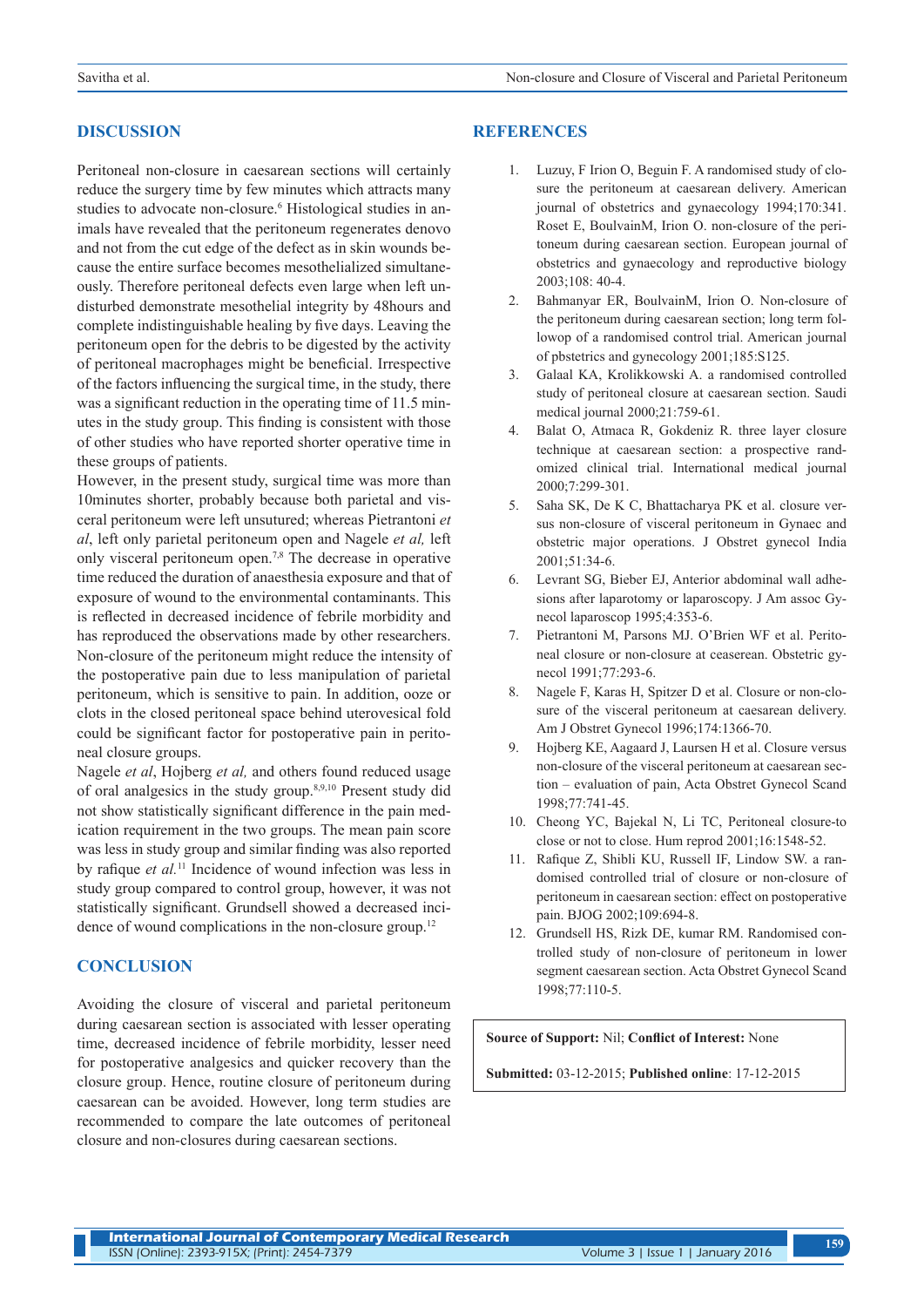## DISCUSSION

Peritoneal non-closure in caesarean sections will certainly reduce the surgery time by few minutes which attracts many studies to advocate non-closure.[6] Histological studies in animals have revealed that the peritoneum regenerates denovo and not from the cut edge of the defect as in skin wounds because the entire surface becomes mesothelialized simultaneously. Therefore peritoneal defects even large when left undisturbed demonstrate mesothelial integrity by 48hours and complete indistinguishable healing by five days. Leaving the peritoneum open for the debris to be digested by the activity of peritoneal macrophages might be beneficial. Irrespective of the factors influencing the surgical time, in the study, there was a significant reduction in the operating time of 11.5 minutes in the study group. This finding is consistent with those of other studies who have reported shorter operative time in these groups of patients.

However, in the present study, surgical time was more than 10minutes shorter, probably because both parietal and visceral peritoneum were left unsutured; whereas Pietrantoni *et al*, left only parietal peritoneum open and Nagele *et al,* left only visceral peritoneum open.[7,8] The decrease in operative time reduced the duration of anaesthesia exposure and that of exposure of wound to the environmental contaminants. This is reflected in decreased incidence of febrile morbidity and has reproduced the observations made by other researchers. Non-closure of the peritoneum might reduce the intensity of the postoperative pain due to less manipulation of parietal peritoneum, which is sensitive to pain. In addition, ooze or clots in the closed peritoneal space behind uterovesical fold could be significant factor for postoperative pain in peritoneal closure groups.

Nagele *et al*, Hojberg *et al,* and others found reduced usage of oral analgesics in the study group.[8,9,10] Present study did not show statistically significant difference in the pain medication requirement in the two groups. The mean pain score was less in study group and similar finding was also reported by rafique *et al.*[11] Incidence of wound infection was less in study group compared to control group, however, it was not statistically significant. Grundsell showed a decreased incidence of wound complications in the non-closure group.[12]

## CONCLUSION

Avoiding the closure of visceral and parietal peritoneum during caesarean section is associated with lesser operating time, decreased incidence of febrile morbidity, lesser need for postoperative analgesics and quicker recovery than the closure group. Hence, routine closure of peritoneum during caesarean can be avoided. However, long term studies are recommended to compare the late outcomes of peritoneal closure and non-closures during caesarean sections.

## REFERENCES

1. Luzuy, F Irion O, Beguin F. A randomised study of closure the peritoneum at caesarean delivery. American journal of obstetrics and gynaecology 1994;170:341. Roset E, BoulvainM, Irion O. non-closure of the peritoneum during caesarean section. European journal of obstetrics and gynaecology and reproductive biology 2003;108: 40-4.
2. Bahmanyar ER, BoulvainM, Irion O. Non-closure of the peritoneum during caesarean section; long term followop of a randomised control trial. American journal of pbstetrics and gynecology 2001;185:S125.
3. Galaal KA, Krolikkowski A. a randomised controlled study of peritoneal closure at caesarean section. Saudi medical journal 2000;21:759-61.
4. Balat O, Atmaca R, Gokdeniz R. three layer closure technique at caesarean section: a prospective randomized clinical trial. International medical journal 2000;7:299-301.
5. Saha SK, De K C, Bhattacharya PK et al. closure versus non-closure of visceral peritoneum in Gynaec and obstetric major operations. J Obstret gynecol India 2001;51:34-6.
6. Levrant SG, Bieber EJ, Anterior abdominal wall adhesions after laparotomy or laparoscopy. J Am assoc Gynecol laparosop 1995;4:353-6.
7. Pietrantoni M, Parsons MJ. O'Brien WF et al. Peritoneal closure or non-closure at ceaserean. Obstetric gynecol 1991;77:293-6.
8. Nagele F, Karas H, Spitzer D et al. Closure or non-closure of the visceral peritoneum at caesarean delivery. Am J Obstret Gynecol 1996;174:1366-70.
9. Hojberg KE, Aagaard J, Laursen H et al. Closure versus non-closure of the visceral peritoneum at caesarean section – evaluation of pain, Acta Obstret Gynecol Scand 1998;77:741-45.
10. Cheong YC, Bajekal N, Li TC, Peritoneal closure-to close or not to close. Hum reprod 2001;16:1548-52.
11. Rafique Z, Shibli KU, Russell IF, Lindow SW. a randomised controlled trial of closure or non-closure of peritoneum in caesarean section: effect on postoperative pain. BJOG 2002;109:694-8.
12. Grundsell HS, Rizk DE, kumar RM. Randomised controlled study of non-closure of peritoneum in lower segment caesarean section. Acta Obstret Gynecol Scand 1998;77:110-5.

**Source of Support:** Nil; **Conflict of Interest:** None

**Submitted:** 03-12-2015; **Published online**: 17-12-2015